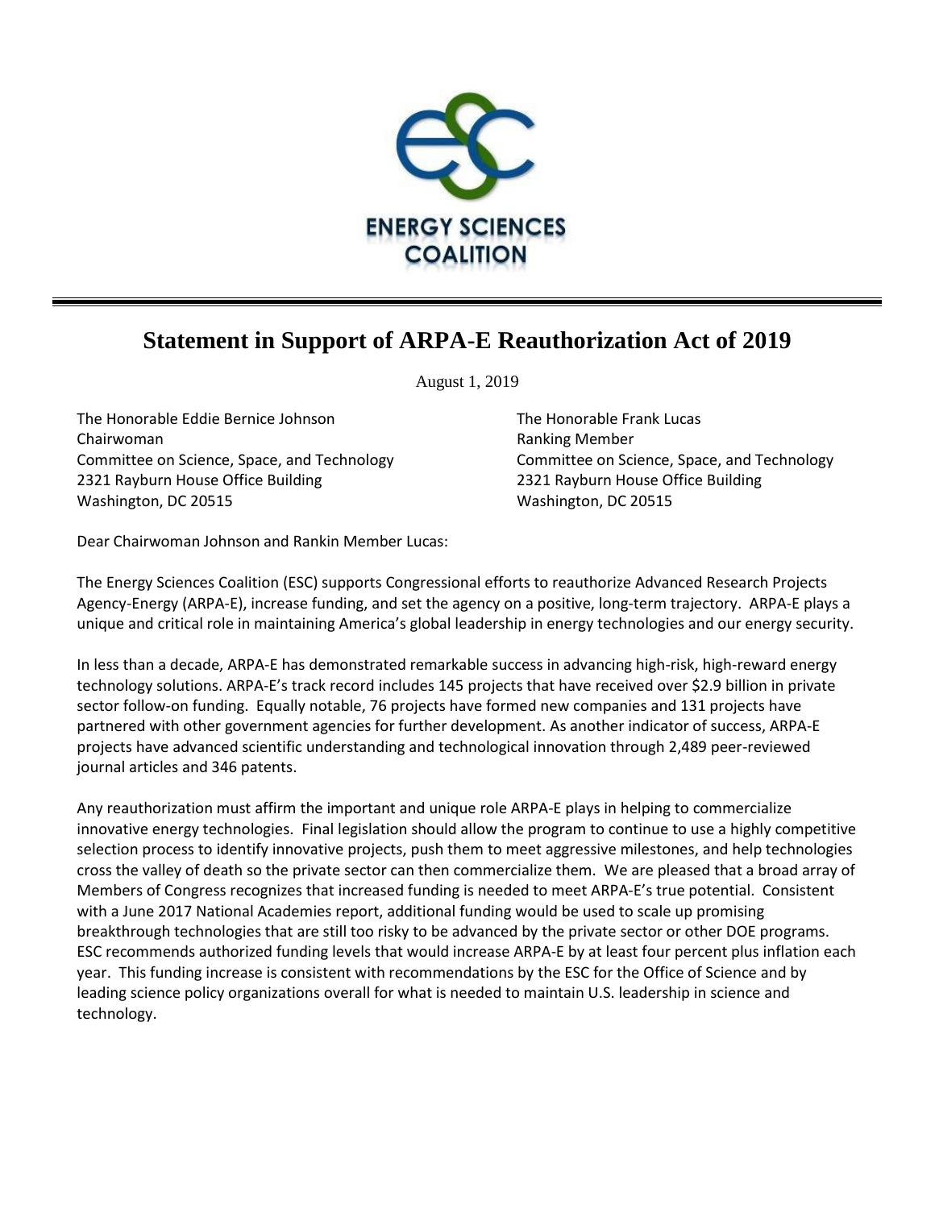ENERGY SCIENCES COALITION

# Statement in Support of ARPA-E Reauthorization Act of 2019

August 1, 2019

The Honorable Eddie Bernice Johnson
Chairwoman
Committee on Science, Space, and Technology
2321 Rayburn House Office Building
Washington, DC 20515

The Honorable Frank Lucas
Ranking Member
Committee on Science, Space, and Technology
2321 Rayburn House Office Building
Washington, DC 20515

Dear Chairwoman Johnson and Rankin Member Lucas:

The Energy Sciences Coalition (ESC) supports Congressional efforts to reauthorize Advanced Research Projects Agency-Energy (ARPA-E), increase funding, and set the agency on a positive, long-term trajectory. ARPA-E plays a unique and critical role in maintaining America's global leadership in energy technologies and our energy security.

In less than a decade, ARPA-E has demonstrated remarkable success in advancing high-risk, high-reward energy technology solutions. ARPA-E's track record includes 145 projects that have received over $2.9 billion in private sector follow-on funding. Equally notable, 76 projects have formed new companies and 131 projects have partnered with other government agencies for further development. As another indicator of success, ARPA-E projects have advanced scientific understanding and technological innovation through 2,489 peer-reviewed journal articles and 346 patents.

Any reauthorization must affirm the important and unique role ARPA-E plays in helping to commercialize innovative energy technologies. Final legislation should allow the program to continue to use a highly competitive selection process to identify innovative projects, push them to meet aggressive milestones, and help technologies cross the valley of death so the private sector can then commercialize them. We are pleased that a broad array of Members of Congress recognizes that increased funding is needed to meet ARPA-E's true potential. Consistent with a June 2017 National Academies report, additional funding would be used to scale up promising breakthrough technologies that are still too risky to be advanced by the private sector or other DOE programs. ESC recommends authorized funding levels that would increase ARPA-E by at least four percent plus inflation each year. This funding increase is consistent with recommendations by the ESC for the Office of Science and by leading science policy organizations overall for what is needed to maintain U.S. leadership in science and technology.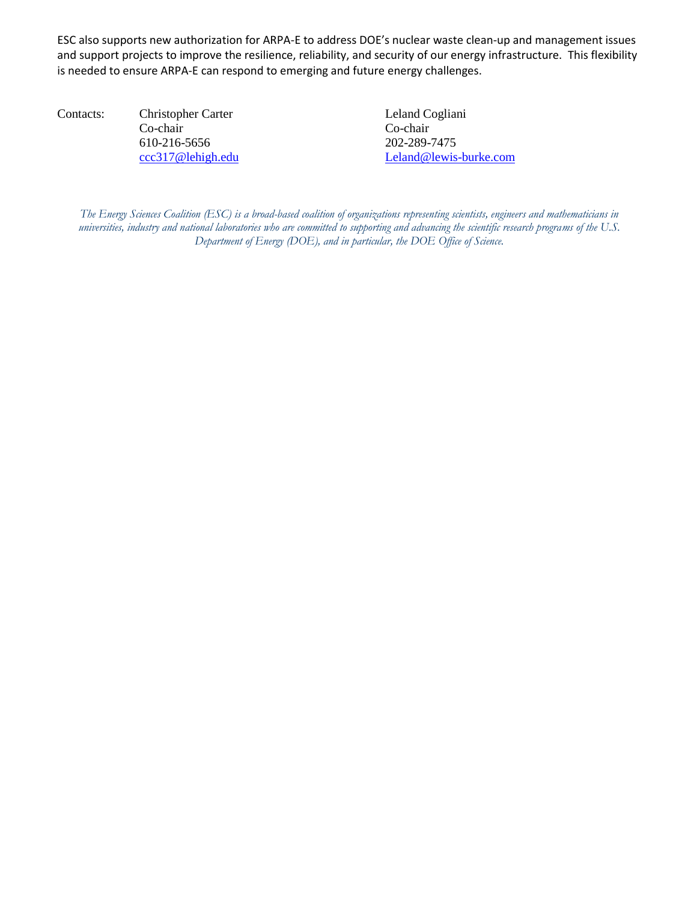ESC also supports new authorization for ARPA-E to address DOE's nuclear waste clean-up and management issues and support projects to improve the resilience, reliability, and security of our energy infrastructure. This flexibility is needed to ensure ARPA-E can respond to emerging and future energy challenges.

| Contacts: | Christopher Carter | Leland Cogliani |
|---|---|---|
| | Co-chair | Co-chair |
| | 610-216-5656 | 202-289-7475 |
| | ccc317@lehigh.edu | Leland@lewis-burke.com |

*The Energy Sciences Coalition (ESC) is a broad-based coalition of organizations representing scientists, engineers and mathematicians in universities, industry and national laboratories who are committed to supporting and advancing the scientific research programs of the U.S. Department of Energy (DOE), and in particular, the DOE Office of Science.*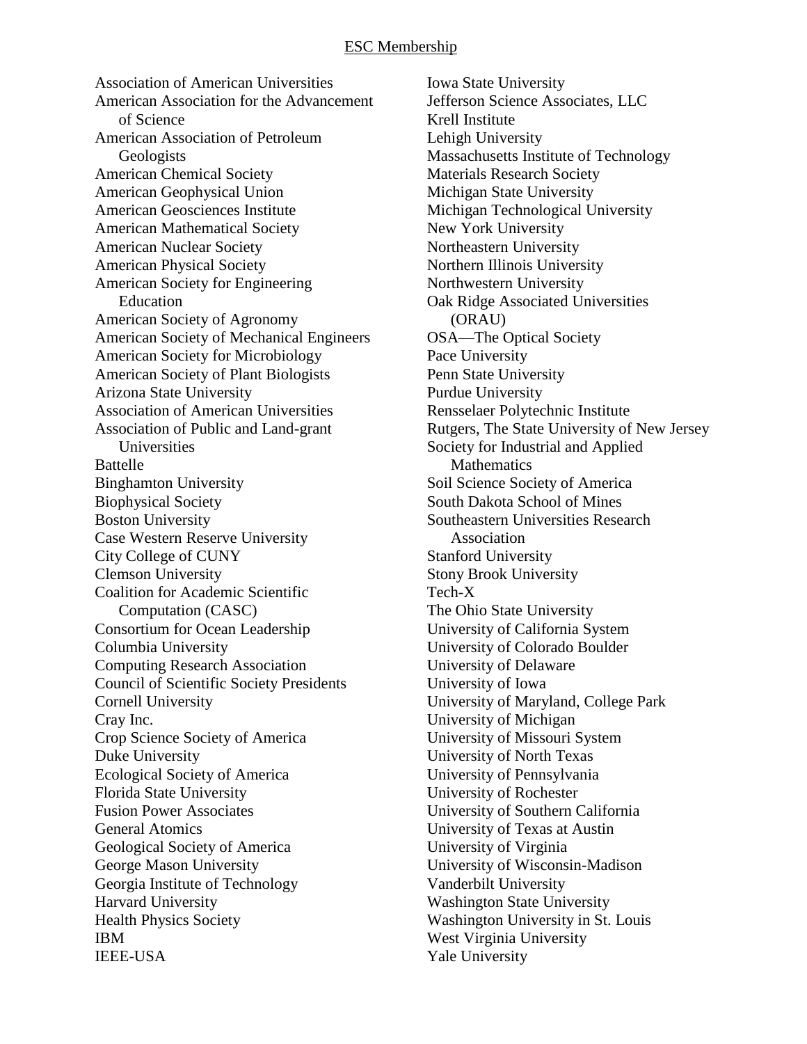# ESC Membership

Association of American Universities
American Association for the Advancement of Science
American Association of Petroleum Geologists
American Chemical Society
American Geophysical Union
American Geosciences Institute
American Mathematical Society
American Nuclear Society
American Physical Society
American Society for Engineering Education
American Society of Agronomy
American Society of Mechanical Engineers
American Society for Microbiology
American Society of Plant Biologists
Arizona State University
Association of American Universities
Association of Public and Land-grant Universities
Battelle
Binghamton University
Biophysical Society
Boston University
Case Western Reserve University
City College of CUNY
Clemson University
Coalition for Academic Scientific Computation (CASC)
Consortium for Ocean Leadership
Columbia University
Computing Research Association
Council of Scientific Society Presidents
Cornell University
Cray Inc.
Crop Science Society of America
Duke University
Ecological Society of America
Florida State University
Fusion Power Associates
General Atomics
Geological Society of America
George Mason University
Georgia Institute of Technology
Harvard University
Health Physics Society
IBM
IEEE-USA
Iowa State University
Jefferson Science Associates, LLC
Krell Institute
Lehigh University
Massachusetts Institute of Technology
Materials Research Society
Michigan State University
Michigan Technological University
New York University
Northeastern University
Northern Illinois University
Northwestern University
Oak Ridge Associated Universities (ORAU)
OSA—The Optical Society
Pace University
Penn State University
Purdue University
Rensselaer Polytechnic Institute
Rutgers, The State University of New Jersey
Society for Industrial and Applied Mathematics
Soil Science Society of America
South Dakota School of Mines
Southeastern Universities Research Association
Stanford University
Stony Brook University
Tech-X
The Ohio State University
University of California System
University of Colorado Boulder
University of Delaware
University of Iowa
University of Maryland, College Park
University of Michigan
University of Missouri System
University of North Texas
University of Pennsylvania
University of Rochester
University of Southern California
University of Texas at Austin
University of Virginia
University of Wisconsin-Madison
Vanderbilt University
Washington State University
Washington University in St. Louis
West Virginia University
Yale University